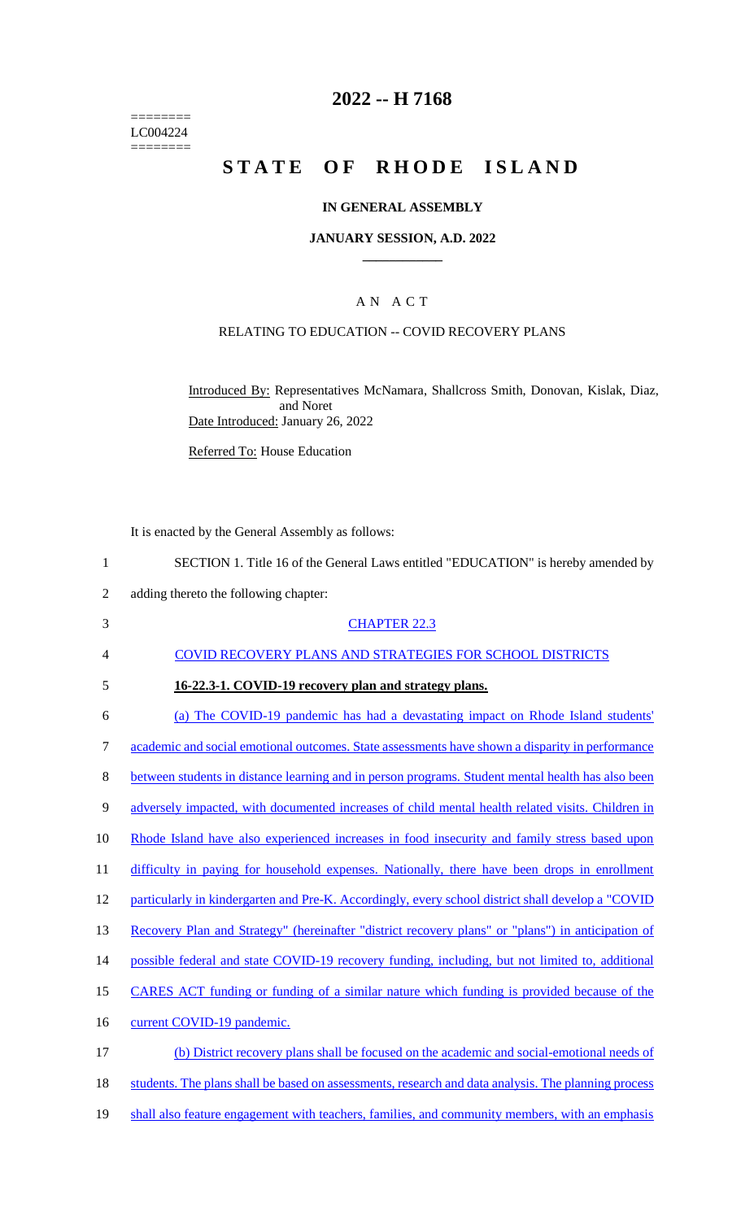========
LC004224
========

# 2022 -- H 7168

# STATE OF RHODE ISLAND

## IN GENERAL ASSEMBLY

### JANUARY SESSION, A.D. 2022

## A N A C T

### RELATING TO EDUCATION -- COVID RECOVERY PLANS

Introduced By: Representatives McNamara, Shallcross Smith, Donovan, Kislak, Diaz, and Noret

Date Introduced: January 26, 2022

Referred To: House Education

It is enacted by the General Assembly as follows:

1 SECTION 1. Title 16 of the General Laws entitled "EDUCATION" is hereby amended by
2 adding thereto the following chapter:

3 CHAPTER 22.3

4 COVID RECOVERY PLANS AND STRATEGIES FOR SCHOOL DISTRICTS

5 **16-22.3-1. COVID-19 recovery plan and strategy plans.**

6 (a) The COVID-19 pandemic has had a devastating impact on Rhode Island students'
7 academic and social emotional outcomes. State assessments have shown a disparity in performance
8 between students in distance learning and in person programs. Student mental health has also been
9 adversely impacted, with documented increases of child mental health related visits. Children in
10 Rhode Island have also experienced increases in food insecurity and family stress based upon
11 difficulty in paying for household expenses. Nationally, there have been drops in enrollment
12 particularly in kindergarten and Pre-K. Accordingly, every school district shall develop a "COVID
13 Recovery Plan and Strategy" (hereinafter "district recovery plans" or "plans") in anticipation of
14 possible federal and state COVID-19 recovery funding, including, but not limited to, additional
15 CARES ACT funding or funding of a similar nature which funding is provided because of the
16 current COVID-19 pandemic.

17 (b) District recovery plans shall be focused on the academic and social-emotional needs of
18 students. The plans shall be based on assessments, research and data analysis. The planning process
19 shall also feature engagement with teachers, families, and community members, with an emphasis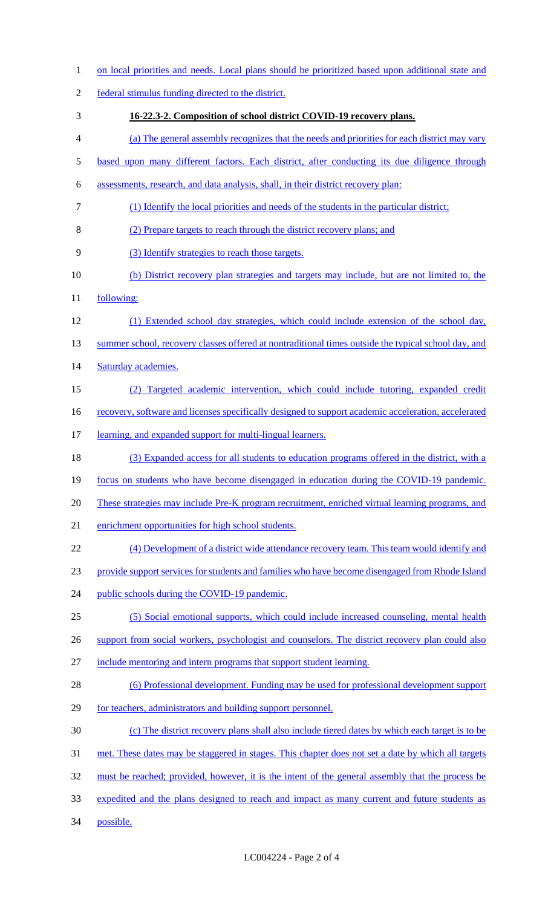on local priorities and needs. Local plans should be prioritized based upon additional state and federal stimulus funding directed to the district.

**16-22.3-2. Composition of school district COVID-19 recovery plans.**

(a) The general assembly recognizes that the needs and priorities for each district may vary based upon many different factors. Each district, after conducting its due diligence through assessments, research, and data analysis, shall, in their district recovery plan:

(1) Identify the local priorities and needs of the students in the particular district;

(2) Prepare targets to reach through the district recovery plans; and

(3) Identify strategies to reach those targets.

(b) District recovery plan strategies and targets may include, but are not limited to, the following:

(1) Extended school day strategies, which could include extension of the school day, summer school, recovery classes offered at nontraditional times outside the typical school day, and Saturday academies.

(2) Targeted academic intervention, which could include tutoring, expanded credit recovery, software and licenses specifically designed to support academic acceleration, accelerated learning, and expanded support for multi-lingual learners.

(3) Expanded access for all students to education programs offered in the district, with a focus on students who have become disengaged in education during the COVID-19 pandemic. These strategies may include Pre-K program recruitment, enriched virtual learning programs, and enrichment opportunities for high school students.

(4) Development of a district wide attendance recovery team. This team would identify and provide support services for students and families who have become disengaged from Rhode Island public schools during the COVID-19 pandemic.

(5) Social emotional supports, which could include increased counseling, mental health support from social workers, psychologist and counselors. The district recovery plan could also include mentoring and intern programs that support student learning.

(6) Professional development. Funding may be used for professional development support for teachers, administrators and building support personnel.

(c) The district recovery plans shall also include tiered dates by which each target is to be met. These dates may be staggered in stages. This chapter does not set a date by which all targets must be reached; provided, however, it is the intent of the general assembly that the process be expedited and the plans designed to reach and impact as many current and future students as possible.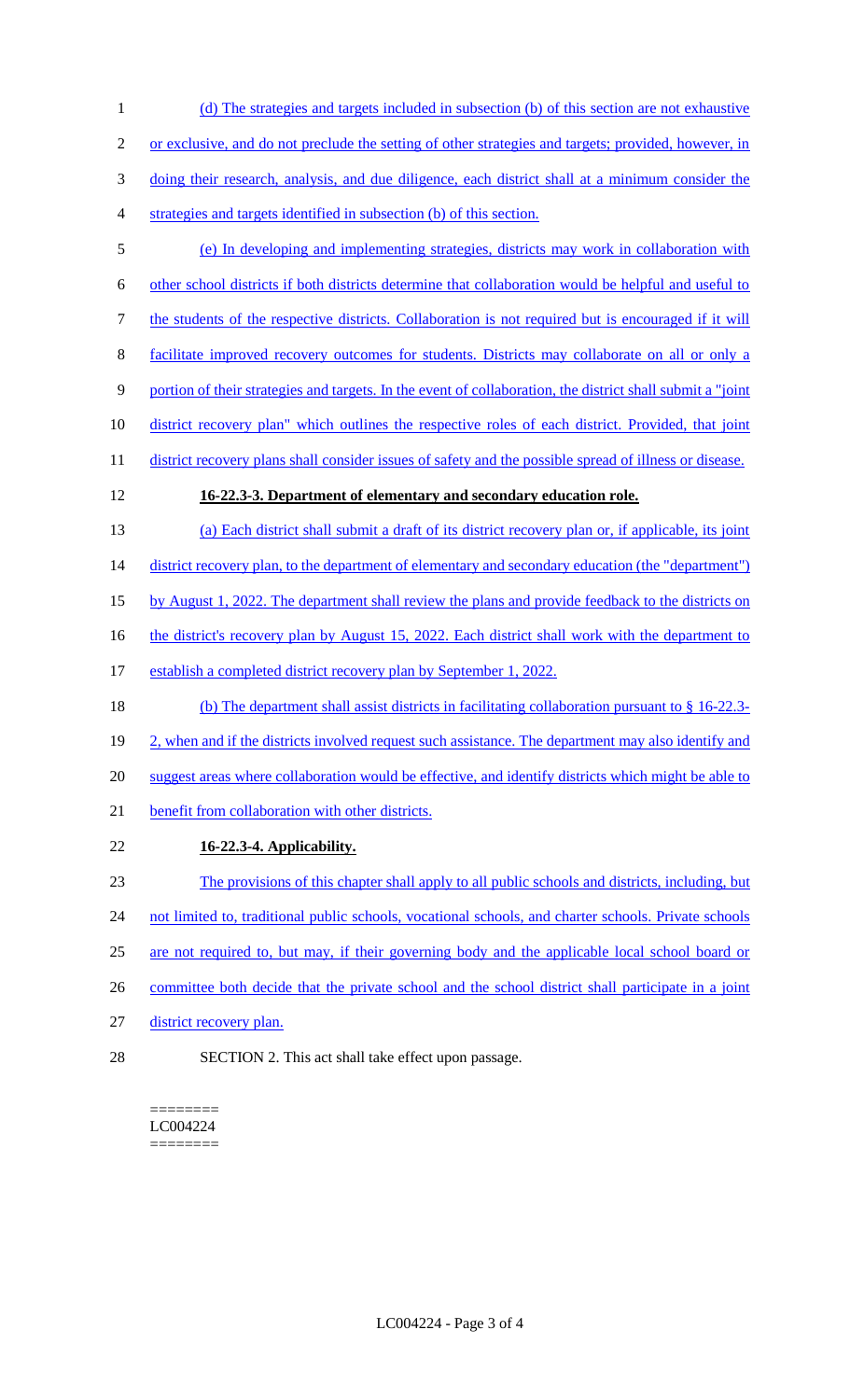(d) The strategies and targets included in subsection (b) of this section are not exhaustive or exclusive, and do not preclude the setting of other strategies and targets; provided, however, in doing their research, analysis, and due diligence, each district shall at a minimum consider the strategies and targets identified in subsection (b) of this section.

(e) In developing and implementing strategies, districts may work in collaboration with other school districts if both districts determine that collaboration would be helpful and useful to the students of the respective districts. Collaboration is not required but is encouraged if it will facilitate improved recovery outcomes for students. Districts may collaborate on all or only a portion of their strategies and targets. In the event of collaboration, the district shall submit a "joint district recovery plan" which outlines the respective roles of each district. Provided, that joint district recovery plans shall consider issues of safety and the possible spread of illness or disease.

**16-22.3-3. Department of elementary and secondary education role.**

(a) Each district shall submit a draft of its district recovery plan or, if applicable, its joint district recovery plan, to the department of elementary and secondary education (the "department") by August 1, 2022. The department shall review the plans and provide feedback to the districts on the district's recovery plan by August 15, 2022. Each district shall work with the department to establish a completed district recovery plan by September 1, 2022.

(b) The department shall assist districts in facilitating collaboration pursuant to § 16-22.3-2, when and if the districts involved request such assistance. The department may also identify and suggest areas where collaboration would be effective, and identify districts which might be able to benefit from collaboration with other districts.

**16-22.3-4. Applicability.**

The provisions of this chapter shall apply to all public schools and districts, including, but not limited to, traditional public schools, vocational schools, and charter schools. Private schools are not required to, but may, if their governing body and the applicable local school board or committee both decide that the private school and the school district shall participate in a joint district recovery plan.

SECTION 2. This act shall take effect upon passage.

========
LC004224
========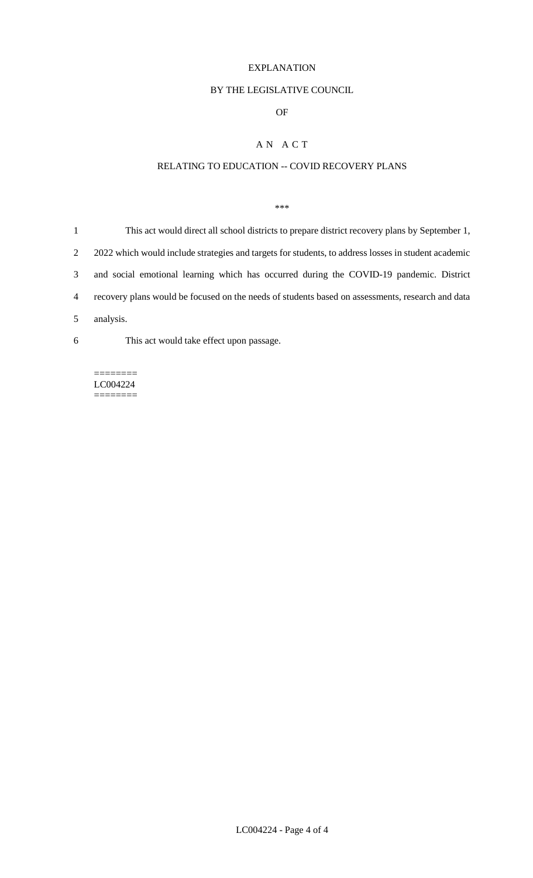EXPLANATION

BY THE LEGISLATIVE COUNCIL

OF

A N A C T

RELATING TO EDUCATION -- COVID RECOVERY PLANS

\*\*\*

This act would direct all school districts to prepare district recovery plans by September 1, 2022 which would include strategies and targets for students, to address losses in student academic and social emotional learning which has occurred during the COVID-19 pandemic. District recovery plans would be focused on the needs of students based on assessments, research and data analysis.

This act would take effect upon passage.

========
LC004224
========